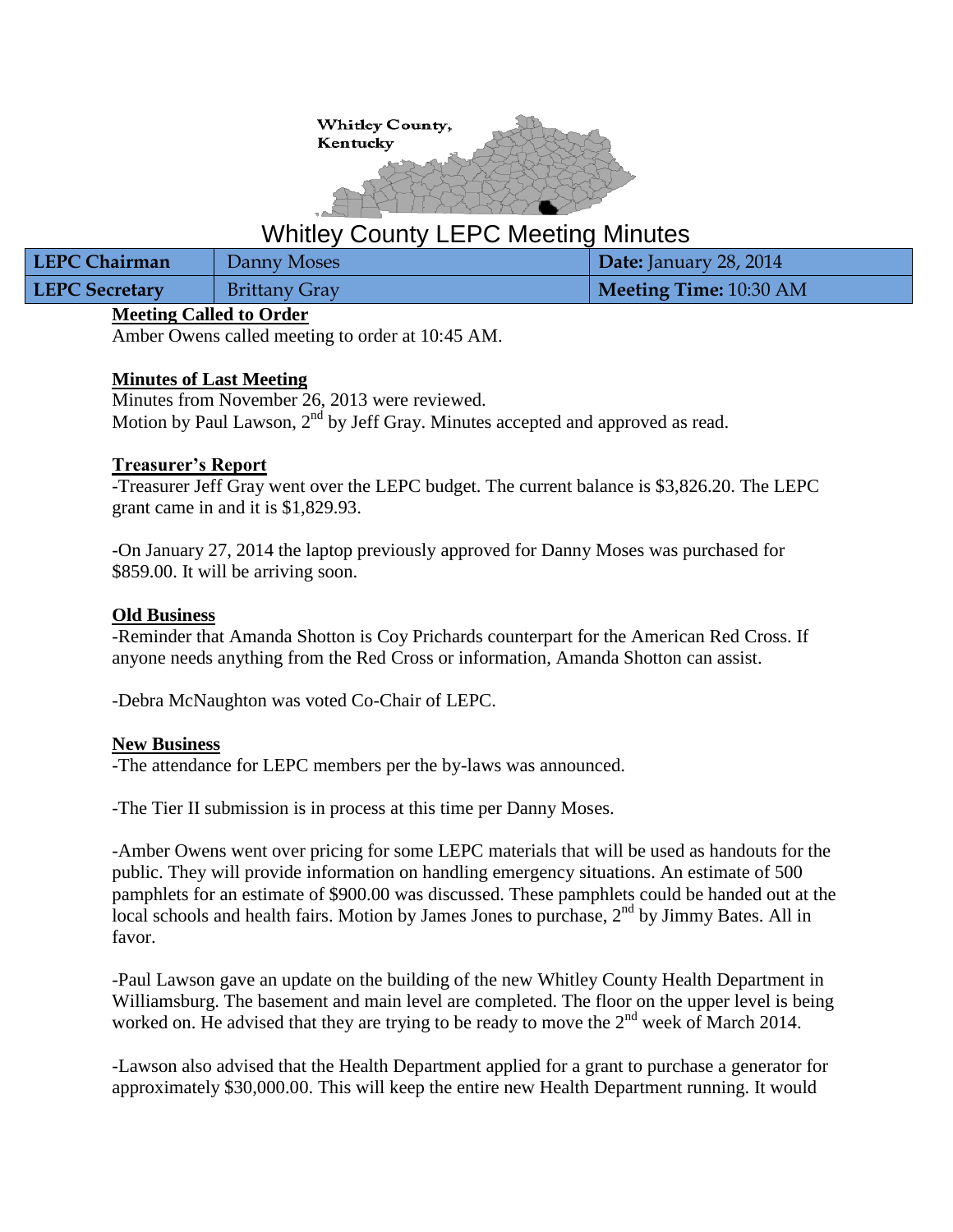Whitley County, Kentucky

# Whitley County LEPC Meeting Minutes

| LEPC Chairman | Danny Moses | Date: January 28, 2014 |
|---|---|---|
| LEPC Secretary | Brittany Gray | Meeting Time: 10:30 AM |

**Meeting Called to Order**

Amber Owens called meeting to order at 10:45 AM.

**Minutes of Last Meeting**

Minutes from November 26, 2013 were reviewed.
Motion by Paul Lawson, 2nd by Jeff Gray. Minutes accepted and approved as read.

**Treasurer's Report**

-Treasurer Jeff Gray went over the LEPC budget. The current balance is $3,826.20. The LEPC grant came in and it is $1,829.93.

-On January 27, 2014 the laptop previously approved for Danny Moses was purchased for $859.00. It will be arriving soon.

**Old Business**

-Reminder that Amanda Shotton is Coy Prichards counterpart for the American Red Cross. If anyone needs anything from the Red Cross or information, Amanda Shotton can assist.

-Debra McNaughton was voted Co-Chair of LEPC.

**New Business**

-The attendance for LEPC members per the by-laws was announced.

-The Tier II submission is in process at this time per Danny Moses.

-Amber Owens went over pricing for some LEPC materials that will be used as handouts for the public. They will provide information on handling emergency situations. An estimate of 500 pamphlets for an estimate of $900.00 was discussed. These pamphlets could be handed out at the local schools and health fairs. Motion by James Jones to purchase, 2nd by Jimmy Bates. All in favor.

-Paul Lawson gave an update on the building of the new Whitley County Health Department in Williamsburg. The basement and main level are completed. The floor on the upper level is being worked on. He advised that they are trying to be ready to move the 2nd week of March 2014.

-Lawson also advised that the Health Department applied for a grant to purchase a generator for approximately $30,000.00. This will keep the entire new Health Department running. It would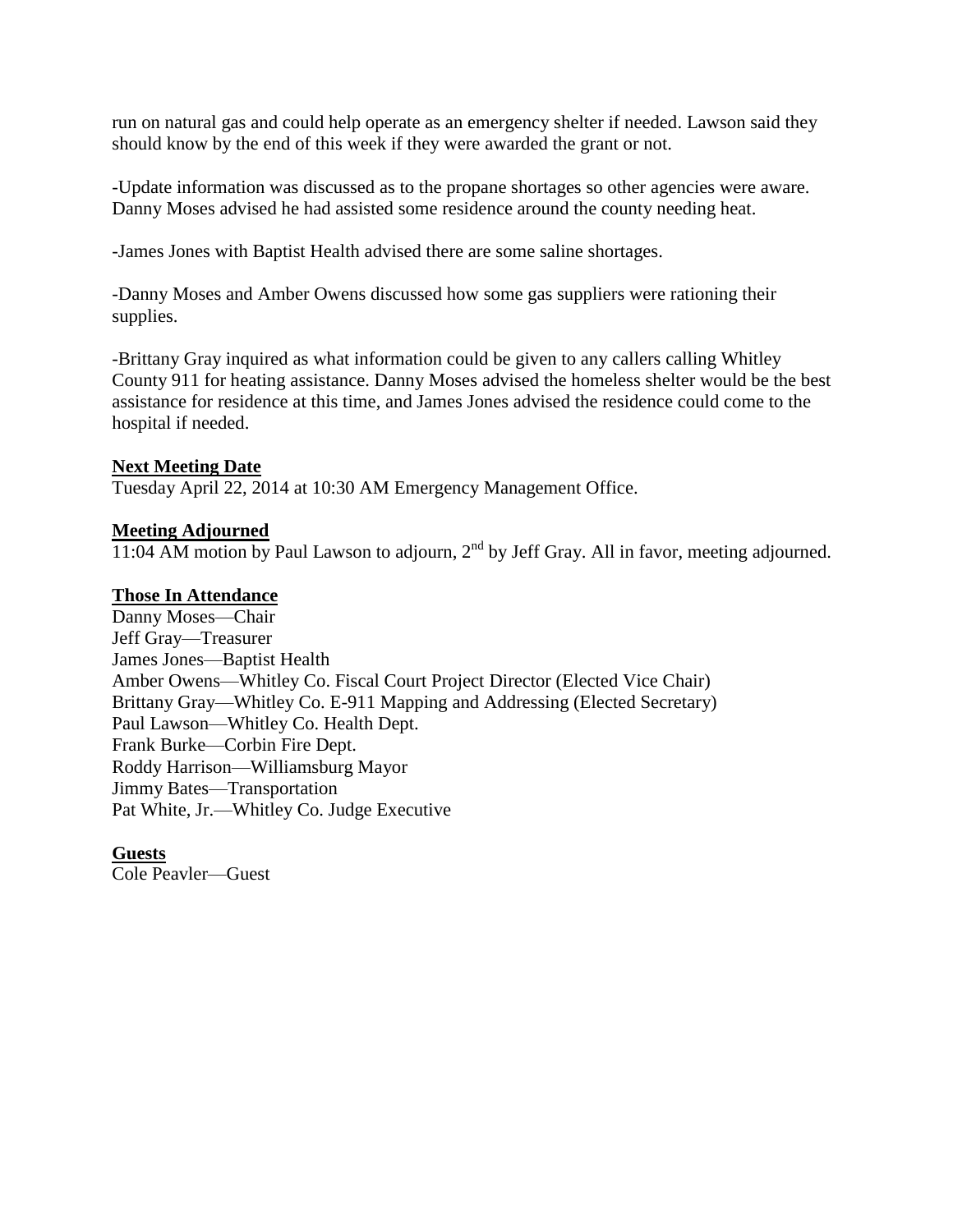run on natural gas and could help operate as an emergency shelter if needed. Lawson said they should know by the end of this week if they were awarded the grant or not.

-Update information was discussed as to the propane shortages so other agencies were aware. Danny Moses advised he had assisted some residence around the county needing heat.

-James Jones with Baptist Health advised there are some saline shortages.

-Danny Moses and Amber Owens discussed how some gas suppliers were rationing their supplies.

-Brittany Gray inquired as what information could be given to any callers calling Whitley County 911 for heating assistance. Danny Moses advised the homeless shelter would be the best assistance for residence at this time, and James Jones advised the residence could come to the hospital if needed.

**Next Meeting Date**

Tuesday April 22, 2014 at 10:30 AM Emergency Management Office.

**Meeting Adjourned**

11:04 AM motion by Paul Lawson to adjourn, 2nd by Jeff Gray. All in favor, meeting adjourned.

**Those In Attendance**

Danny Moses—Chair
Jeff Gray—Treasurer
James Jones—Baptist Health
Amber Owens—Whitley Co. Fiscal Court Project Director (Elected Vice Chair)
Brittany Gray—Whitley Co. E-911 Mapping and Addressing (Elected Secretary)
Paul Lawson—Whitley Co. Health Dept.
Frank Burke—Corbin Fire Dept.
Roddy Harrison—Williamsburg Mayor
Jimmy Bates—Transportation
Pat White, Jr.—Whitley Co. Judge Executive

**Guests**

Cole Peavler—Guest